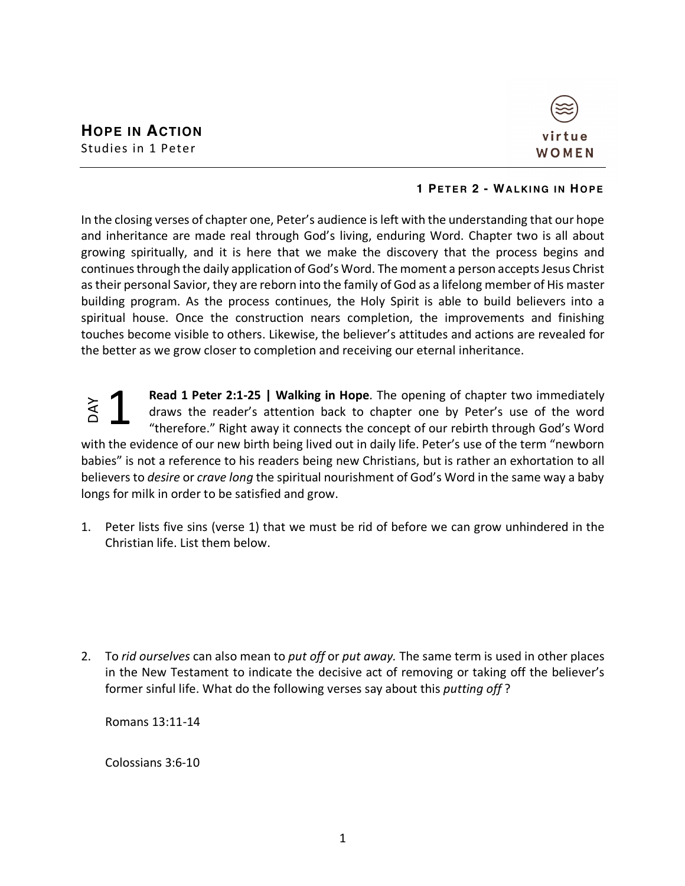# HOPE IN ACTION

Studies in 1 Peter

virtue WOMEN

## 1 PETER 2 - WALKING IN HOPE

In the closing verses of chapter one, Peter's audience is left with the understanding that our hope and inheritance are made real through God's living, enduring Word. Chapter two is all about growing spiritually, and it is here that we make the discovery that the process begins and continues through the daily application of God's Word. The moment a person accepts Jesus Christ as their personal Savior, they are reborn into the family of God as a lifelong member of His master building program. As the process continues, the Holy Spirit is able to build believers into a spiritual house. Once the construction nears completion, the improvements and finishing touches become visible to others. Likewise, the believer's attitudes and actions are revealed for the better as we grow closer to completion and receiving our eternal inheritance.

### DAY 1

**Read 1 Peter 2:1-25 | Walking in Hope**. The opening of chapter two immediately draws the reader's attention back to chapter one by Peter's use of the word "therefore." Right away it connects the concept of our rebirth through God's Word with the evidence of our new birth being lived out in daily life. Peter's use of the term "newborn babies" is not a reference to his readers being new Christians, but is rather an exhortation to all believers to *desire* or *crave long* the spiritual nourishment of God's Word in the same way a baby longs for milk in order to be satisfied and grow.

1. Peter lists five sins (verse 1) that we must be rid of before we can grow unhindered in the Christian life. List them below.

2. To *rid ourselves* can also mean to *put off* or *put away.* The same term is used in other places in the New Testament to indicate the decisive act of removing or taking off the believer's former sinful life. What do the following verses say about this *putting off* ?

   Romans 13:11-14

   Colossians 3:6-10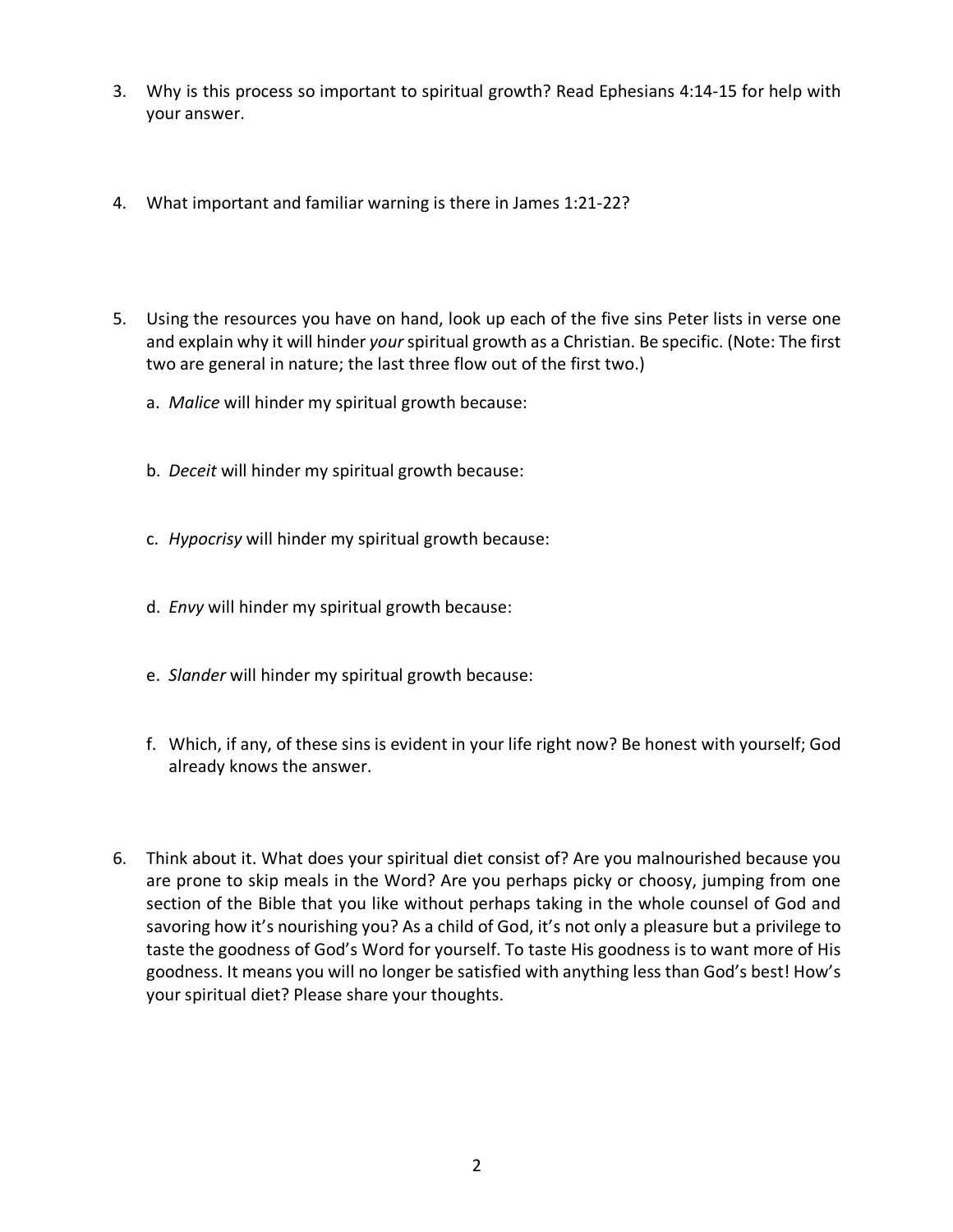3. Why is this process so important to spiritual growth? Read Ephesians 4:14-15 for help with your answer.

4. What important and familiar warning is there in James 1:21-22?

5. Using the resources you have on hand, look up each of the five sins Peter lists in verse one and explain why it will hinder *your* spiritual growth as a Christian. Be specific. (Note: The first two are general in nature; the last three flow out of the first two.)

   a. *Malice* will hinder my spiritual growth because:

   b. *Deceit* will hinder my spiritual growth because:

   c. *Hypocrisy* will hinder my spiritual growth because:

   d. *Envy* will hinder my spiritual growth because:

   e. *Slander* will hinder my spiritual growth because:

   f. Which, if any, of these sins is evident in your life right now? Be honest with yourself; God already knows the answer.

6. Think about it. What does your spiritual diet consist of? Are you malnourished because you are prone to skip meals in the Word? Are you perhaps picky or choosy, jumping from one section of the Bible that you like without perhaps taking in the whole counsel of God and savoring how it's nourishing you? As a child of God, it's not only a pleasure but a privilege to taste the goodness of God's Word for yourself. To taste His goodness is to want more of His goodness. It means you will no longer be satisfied with anything less than God's best! How's your spiritual diet? Please share your thoughts.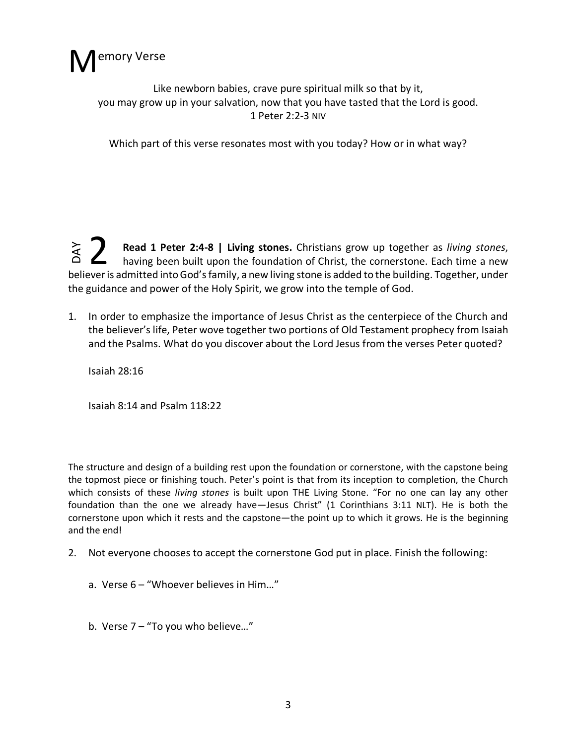# Memory Verse

Like newborn babies, crave pure spiritual milk so that by it,
you may grow up in your salvation, now that you have tasted that the Lord is good.
1 Peter 2:2-3 NIV

Which part of this verse resonates most with you today? How or in what way?

## DAY 2

**Read 1 Peter 2:4-8 | Living stones.** Christians grow up together as *living stones*, having been built upon the foundation of Christ, the cornerstone. Each time a new believer is admitted into God's family, a new living stone is added to the building. Together, under the guidance and power of the Holy Spirit, we grow into the temple of God.

1. In order to emphasize the importance of Jesus Christ as the centerpiece of the Church and the believer's life, Peter wove together two portions of Old Testament prophecy from Isaiah and the Psalms. What do you discover about the Lord Jesus from the verses Peter quoted?

   Isaiah 28:16

   Isaiah 8:14 and Psalm 118:22

The structure and design of a building rest upon the foundation or cornerstone, with the capstone being the topmost piece or finishing touch. Peter's point is that from its inception to completion, the Church which consists of these *living stones* is built upon THE Living Stone. "For no one can lay any other foundation than the one we already have—Jesus Christ" (1 Corinthians 3:11 NLT). He is both the cornerstone upon which it rests and the capstone—the point up to which it grows. He is the beginning and the end!

2. Not everyone chooses to accept the cornerstone God put in place. Finish the following:

   a. Verse 6 – "Whoever believes in Him…"

   b. Verse 7 – "To you who believe…"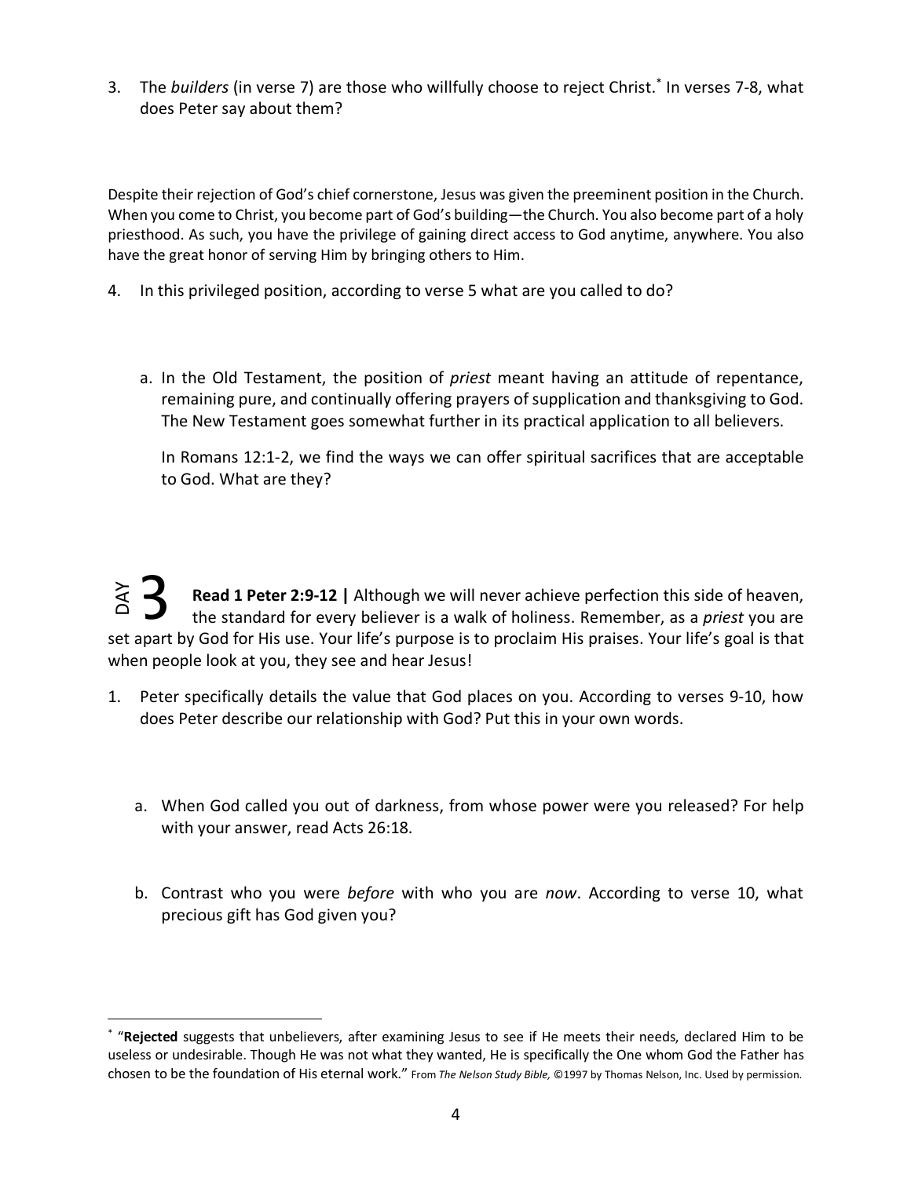3. The *builders* (in verse 7) are those who willfully choose to reject Christ.[*] In verses 7-8, what does Peter say about them?

Despite their rejection of God's chief cornerstone, Jesus was given the preeminent position in the Church. When you come to Christ, you become part of God's building—the Church. You also become part of a holy priesthood. As such, you have the privilege of gaining direct access to God anytime, anywhere. You also have the great honor of serving Him by bringing others to Him.

4. In this privileged position, according to verse 5 what are you called to do?

   a. In the Old Testament, the position of *priest* meant having an attitude of repentance, remaining pure, and continually offering prayers of supplication and thanksgiving to God. The New Testament goes somewhat further in its practical application to all believers.

      In Romans 12:1-2, we find the ways we can offer spiritual sacrifices that are acceptable to God. What are they?

## DAY 3

**Read 1 Peter 2:9-12 |** Although we will never achieve perfection this side of heaven, the standard for every believer is a walk of holiness. Remember, as a *priest* you are set apart by God for His use. Your life's purpose is to proclaim His praises. Your life's goal is that when people look at you, they see and hear Jesus!

1. Peter specifically details the value that God places on you. According to verses 9-10, how does Peter describe our relationship with God? Put this in your own words.

   a. When God called you out of darkness, from whose power were you released? For help with your answer, read Acts 26:18.

   b. Contrast who you were *before* with who you are *now*. According to verse 10, what precious gift has God given you?

---

[*] "**Rejected** suggests that unbelievers, after examining Jesus to see if He meets their needs, declared Him to be useless or undesirable. Though He was not what they wanted, He is specifically the One whom God the Father has chosen to be the foundation of His eternal work." From *The Nelson Study Bible,* ©1997 by Thomas Nelson, Inc. Used by permission.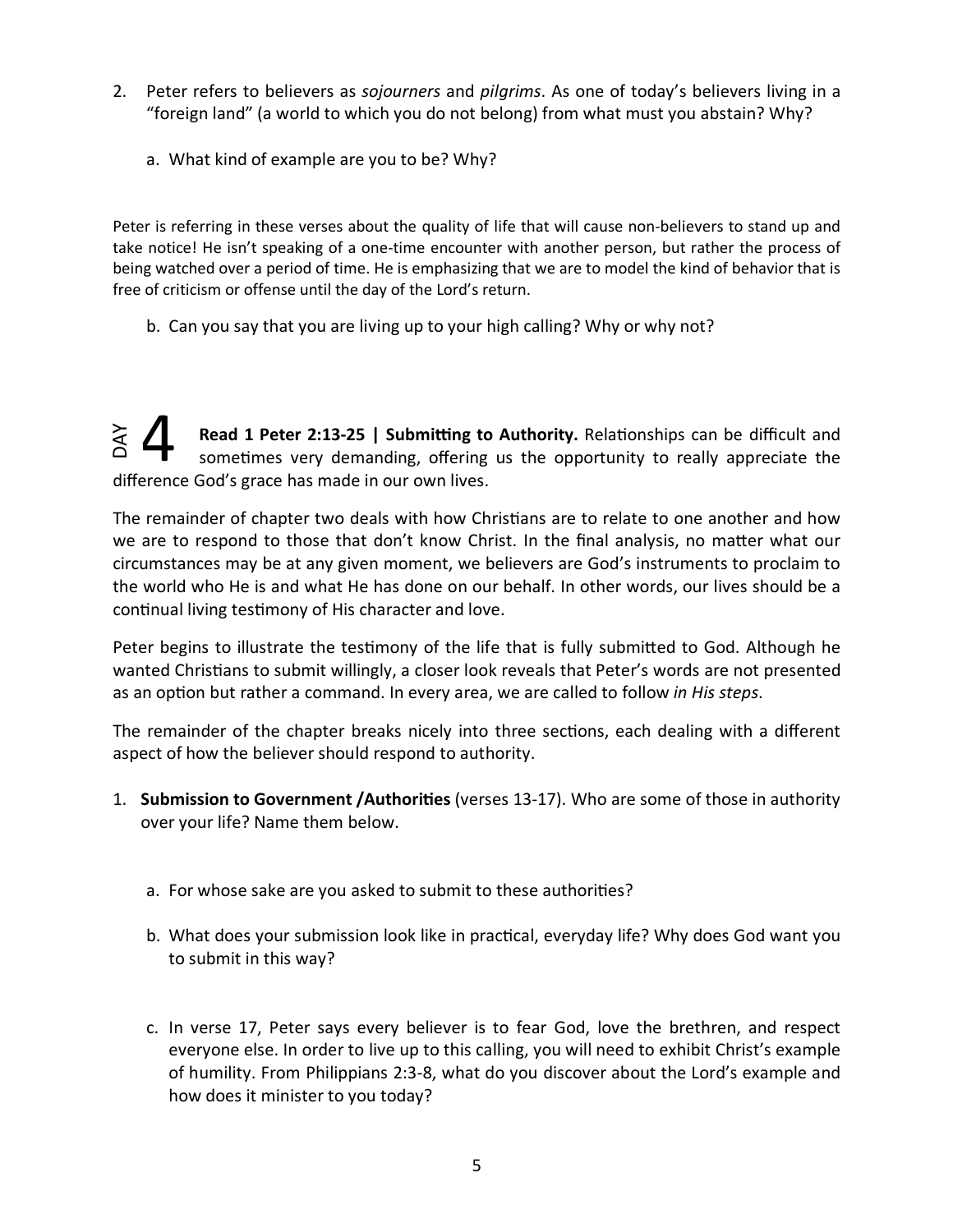2. Peter refers to believers as *sojourners* and *pilgrims*. As one of today's believers living in a "foreign land" (a world to which you do not belong) from what must you abstain? Why?

   a. What kind of example are you to be? Why?

Peter is referring in these verses about the quality of life that will cause non-believers to stand up and take notice! He isn't speaking of a one-time encounter with another person, but rather the process of being watched over a period of time. He is emphasizing that we are to model the kind of behavior that is free of criticism or offense until the day of the Lord's return.

   b. Can you say that you are living up to your high calling? Why or why not?

## DAY 4

**Read 1 Peter 2:13-25 | Submitting to Authority.** Relationships can be difficult and sometimes very demanding, offering us the opportunity to really appreciate the difference God's grace has made in our own lives.

The remainder of chapter two deals with how Christians are to relate to one another and how we are to respond to those that don't know Christ. In the final analysis, no matter what our circumstances may be at any given moment, we believers are God's instruments to proclaim to the world who He is and what He has done on our behalf. In other words, our lives should be a continual living testimony of His character and love.

Peter begins to illustrate the testimony of the life that is fully submitted to God. Although he wanted Christians to submit willingly, a closer look reveals that Peter's words are not presented as an option but rather a command. In every area, we are called to follow *in His steps*.

The remainder of the chapter breaks nicely into three sections, each dealing with a different aspect of how the believer should respond to authority.

1. **Submission to Government /Authorities** (verses 13-17). Who are some of those in authority over your life? Name them below.

   a. For whose sake are you asked to submit to these authorities?

   b. What does your submission look like in practical, everyday life? Why does God want you to submit in this way?

   c. In verse 17, Peter says every believer is to fear God, love the brethren, and respect everyone else. In order to live up to this calling, you will need to exhibit Christ's example of humility. From Philippians 2:3-8, what do you discover about the Lord's example and how does it minister to you today?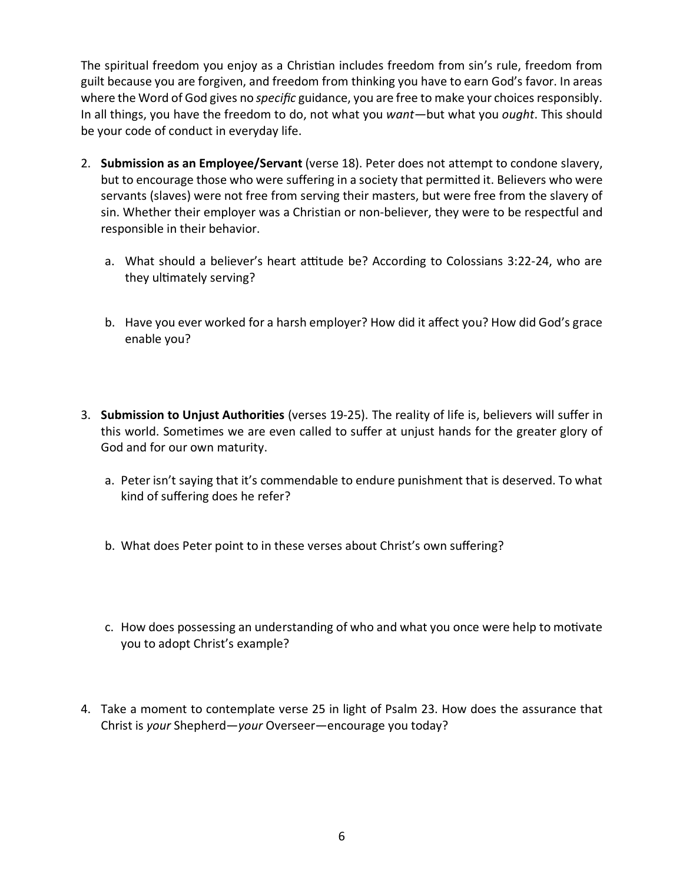The spiritual freedom you enjoy as a Christian includes freedom from sin's rule, freedom from guilt because you are forgiven, and freedom from thinking you have to earn God's favor. In areas where the Word of God gives no *specific* guidance, you are free to make your choices responsibly. In all things, you have the freedom to do, not what you *want*—but what you *ought*. This should be your code of conduct in everyday life.

2. **Submission as an Employee/Servant** (verse 18). Peter does not attempt to condone slavery, but to encourage those who were suffering in a society that permitted it. Believers who were servants (slaves) were not free from serving their masters, but were free from the slavery of sin. Whether their employer was a Christian or non-believer, they were to be respectful and responsible in their behavior.

   a. What should a believer's heart attitude be? According to Colossians 3:22-24, who are they ultimately serving?

   b. Have you ever worked for a harsh employer? How did it affect you? How did God's grace enable you?

3. **Submission to Unjust Authorities** (verses 19-25). The reality of life is, believers will suffer in this world. Sometimes we are even called to suffer at unjust hands for the greater glory of God and for our own maturity.

   a. Peter isn't saying that it's commendable to endure punishment that is deserved. To what kind of suffering does he refer?

   b. What does Peter point to in these verses about Christ's own suffering?

   c. How does possessing an understanding of who and what you once were help to motivate you to adopt Christ's example?

4. Take a moment to contemplate verse 25 in light of Psalm 23. How does the assurance that Christ is *your* Shepherd—*your* Overseer—encourage you today?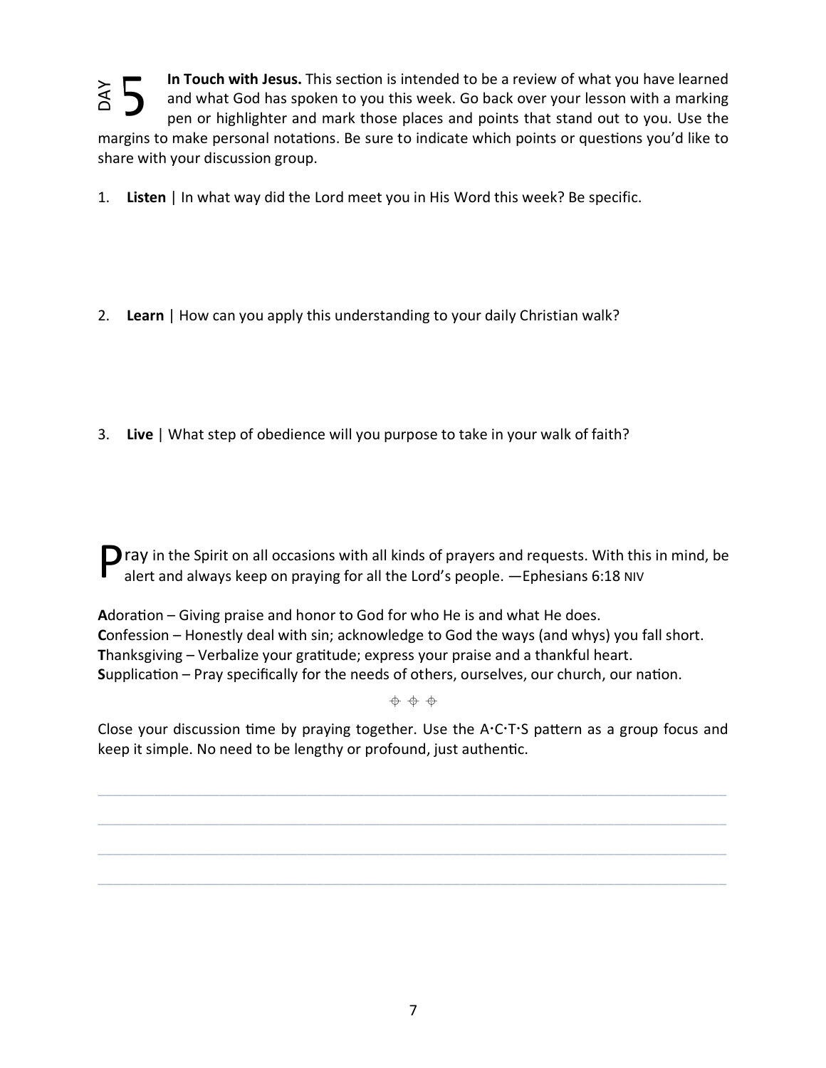DAY 5 **In Touch with Jesus.** This section is intended to be a review of what you have learned and what God has spoken to you this week. Go back over your lesson with a marking pen or highlighter and mark those places and points that stand out to you. Use the margins to make personal notations. Be sure to indicate which points or questions you'd like to share with your discussion group.

1. **Listen** | In what way did the Lord meet you in His Word this week? Be specific.

2. **Learn** | How can you apply this understanding to your daily Christian walk?

3. **Live** | What step of obedience will you purpose to take in your walk of faith?

Pray in the Spirit on all occasions with all kinds of prayers and requests. With this in mind, be alert and always keep on praying for all the Lord's people. —Ephesians 6:18 NIV

**A**doration – Giving praise and honor to God for who He is and what He does.
**C**onfession – Honestly deal with sin; acknowledge to God the ways (and whys) you fall short.
**T**hanksgiving – Verbalize your gratitude; express your praise and a thankful heart.
**S**upplication – Pray specifically for the needs of others, ourselves, our church, our nation.

⌖ ⌖ ⌖

Close your discussion time by praying together. Use the A·C·T·S pattern as a group focus and keep it simple. No need to be lengthy or profound, just authentic.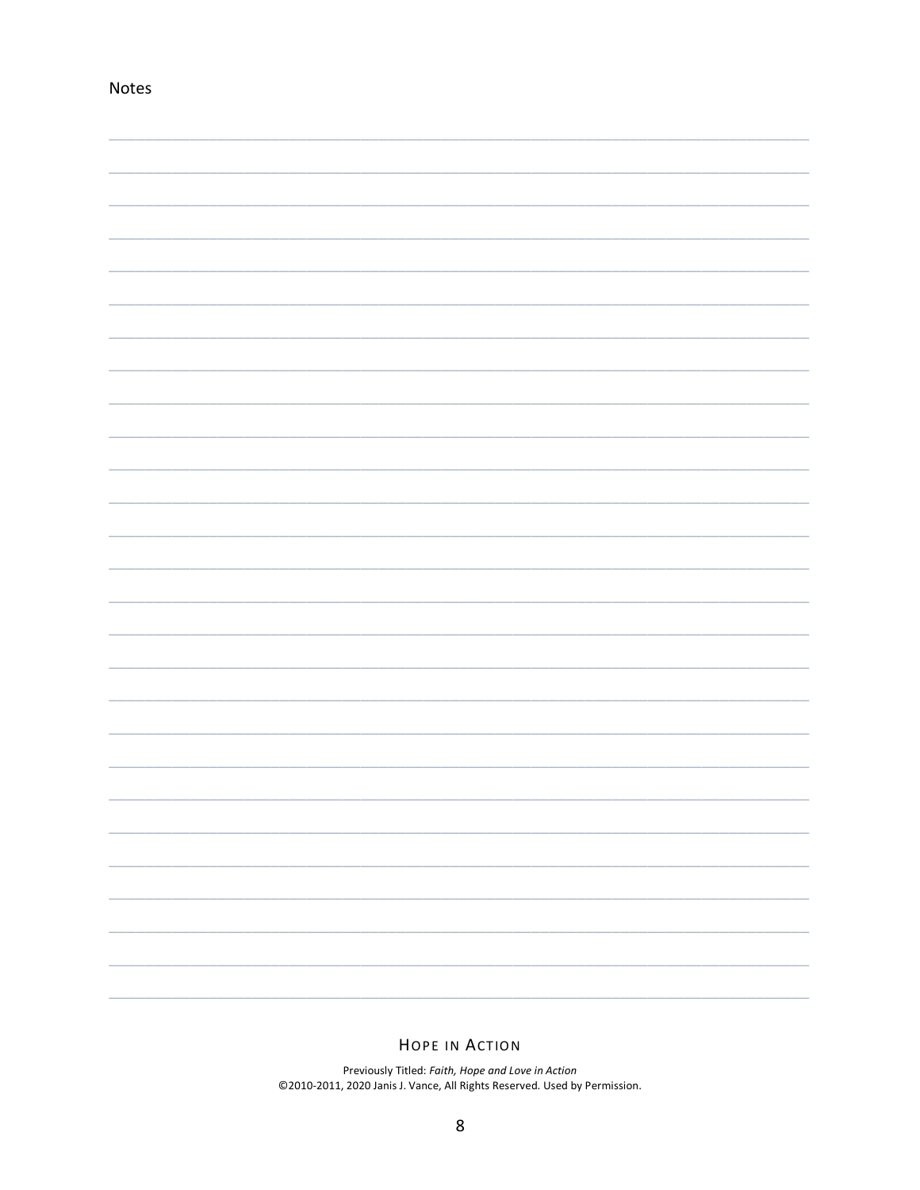Notes